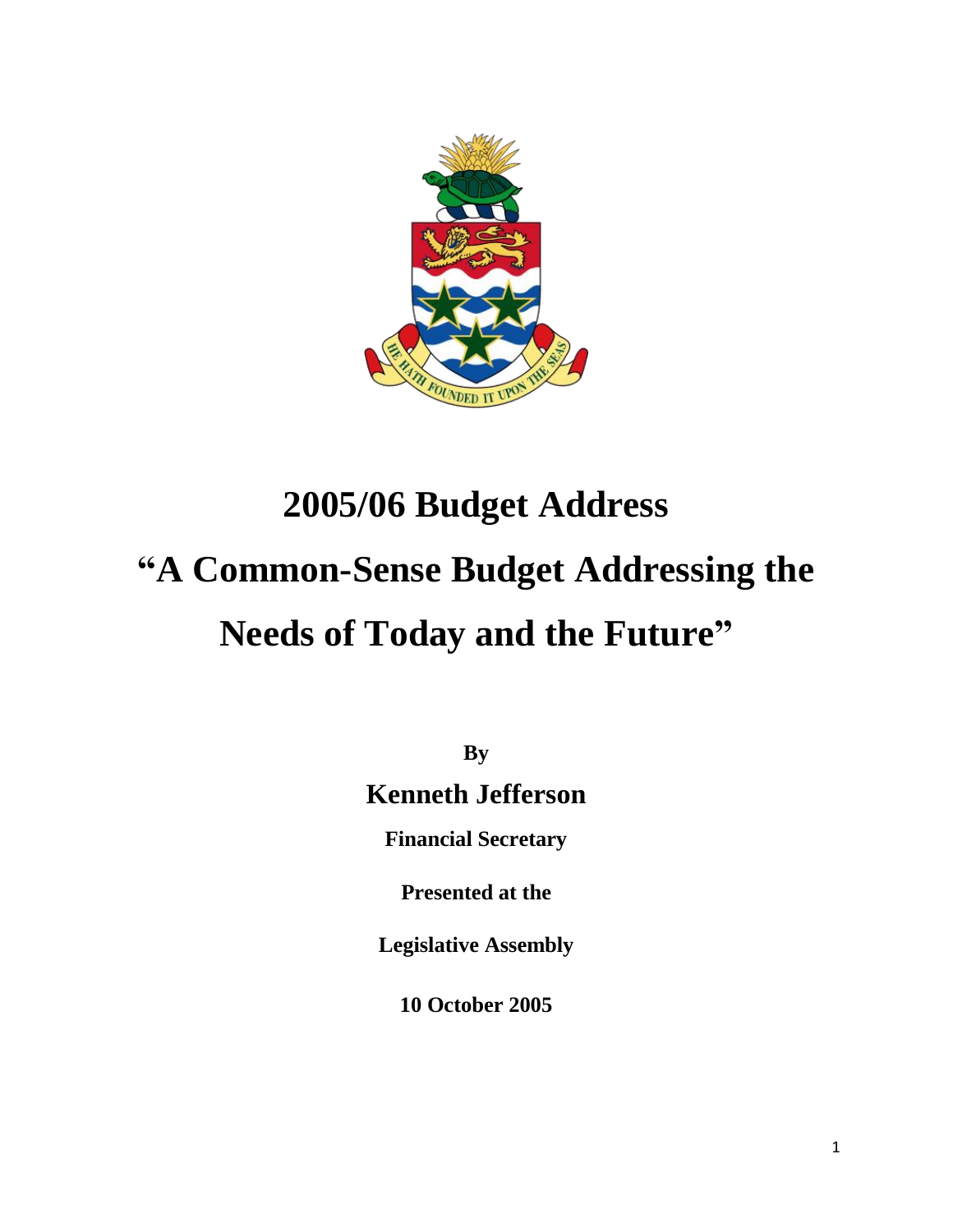# 2005/06 Budget Address

# "A Common-Sense Budget Addressing the Needs of Today and the Future"

**By**

**Kenneth Jefferson**

**Financial Secretary**

**Presented at the**

**Legislative Assembly**

**10 October 2005**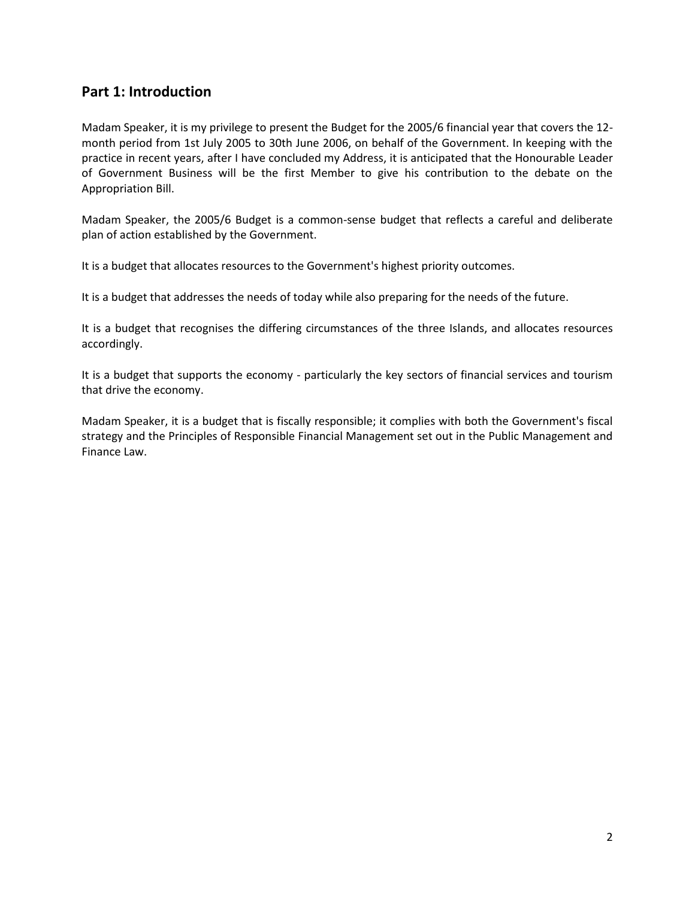## Part 1: Introduction

Madam Speaker, it is my privilege to present the Budget for the 2005/6 financial year that covers the 12-month period from 1st July 2005 to 30th June 2006, on behalf of the Government. In keeping with the practice in recent years, after I have concluded my Address, it is anticipated that the Honourable Leader of Government Business will be the first Member to give his contribution to the debate on the Appropriation Bill.

Madam Speaker, the 2005/6 Budget is a common-sense budget that reflects a careful and deliberate plan of action established by the Government.

It is a budget that allocates resources to the Government's highest priority outcomes.

It is a budget that addresses the needs of today while also preparing for the needs of the future.

It is a budget that recognises the differing circumstances of the three Islands, and allocates resources accordingly.

It is a budget that supports the economy - particularly the key sectors of financial services and tourism that drive the economy.

Madam Speaker, it is a budget that is fiscally responsible; it complies with both the Government's fiscal strategy and the Principles of Responsible Financial Management set out in the Public Management and Finance Law.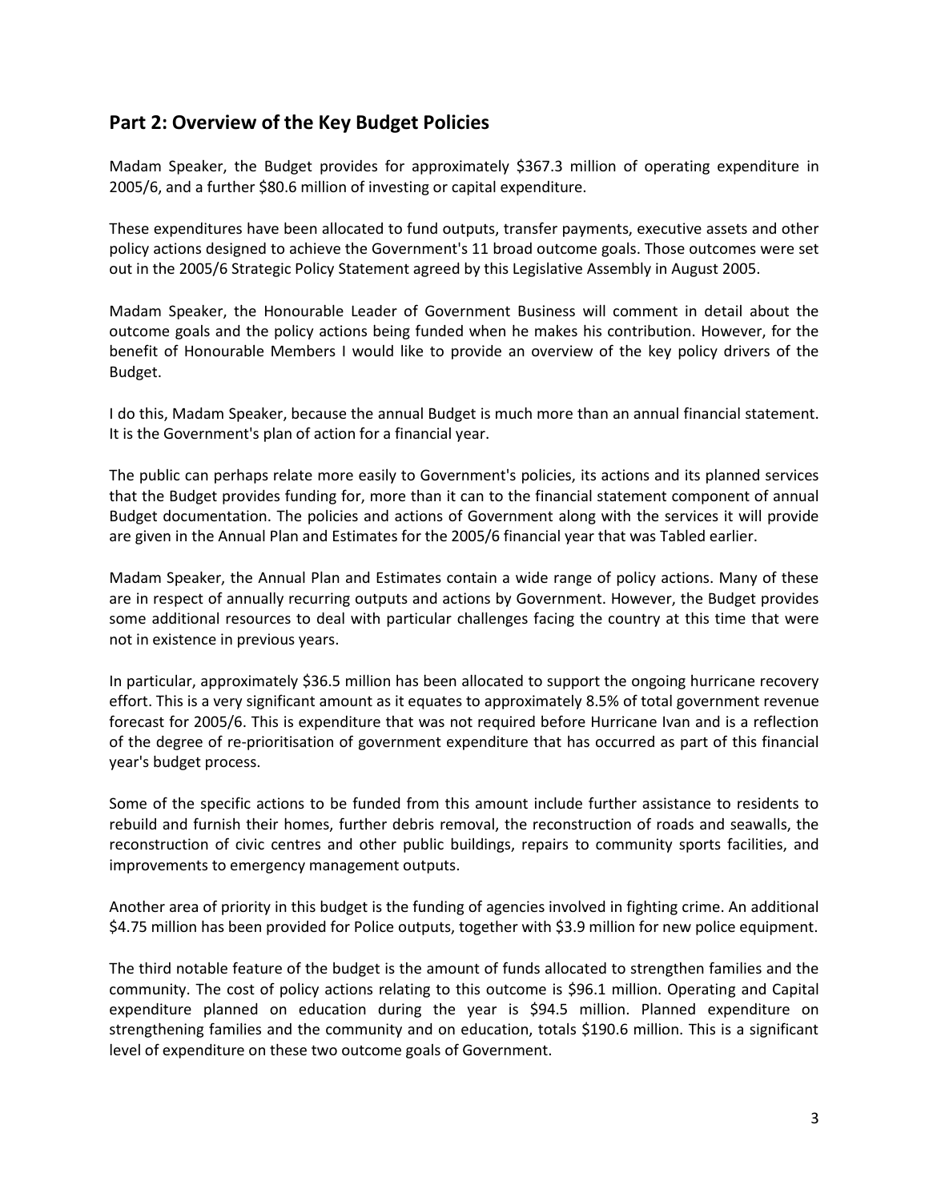## Part 2: Overview of the Key Budget Policies

Madam Speaker, the Budget provides for approximately $367.3 million of operating expenditure in 2005/6, and a further $80.6 million of investing or capital expenditure.

These expenditures have been allocated to fund outputs, transfer payments, executive assets and other policy actions designed to achieve the Government's 11 broad outcome goals. Those outcomes were set out in the 2005/6 Strategic Policy Statement agreed by this Legislative Assembly in August 2005.

Madam Speaker, the Honourable Leader of Government Business will comment in detail about the outcome goals and the policy actions being funded when he makes his contribution. However, for the benefit of Honourable Members I would like to provide an overview of the key policy drivers of the Budget.

I do this, Madam Speaker, because the annual Budget is much more than an annual financial statement. It is the Government's plan of action for a financial year.

The public can perhaps relate more easily to Government's policies, its actions and its planned services that the Budget provides funding for, more than it can to the financial statement component of annual Budget documentation. The policies and actions of Government along with the services it will provide are given in the Annual Plan and Estimates for the 2005/6 financial year that was Tabled earlier.

Madam Speaker, the Annual Plan and Estimates contain a wide range of policy actions. Many of these are in respect of annually recurring outputs and actions by Government. However, the Budget provides some additional resources to deal with particular challenges facing the country at this time that were not in existence in previous years.

In particular, approximately $36.5 million has been allocated to support the ongoing hurricane recovery effort. This is a very significant amount as it equates to approximately 8.5% of total government revenue forecast for 2005/6. This is expenditure that was not required before Hurricane Ivan and is a reflection of the degree of re-prioritisation of government expenditure that has occurred as part of this financial year's budget process.

Some of the specific actions to be funded from this amount include further assistance to residents to rebuild and furnish their homes, further debris removal, the reconstruction of roads and seawalls, the reconstruction of civic centres and other public buildings, repairs to community sports facilities, and improvements to emergency management outputs.

Another area of priority in this budget is the funding of agencies involved in fighting crime. An additional $4.75 million has been provided for Police outputs, together with $3.9 million for new police equipment.

The third notable feature of the budget is the amount of funds allocated to strengthen families and the community. The cost of policy actions relating to this outcome is $96.1 million. Operating and Capital expenditure planned on education during the year is $94.5 million. Planned expenditure on strengthening families and the community and on education, totals $190.6 million. This is a significant level of expenditure on these two outcome goals of Government.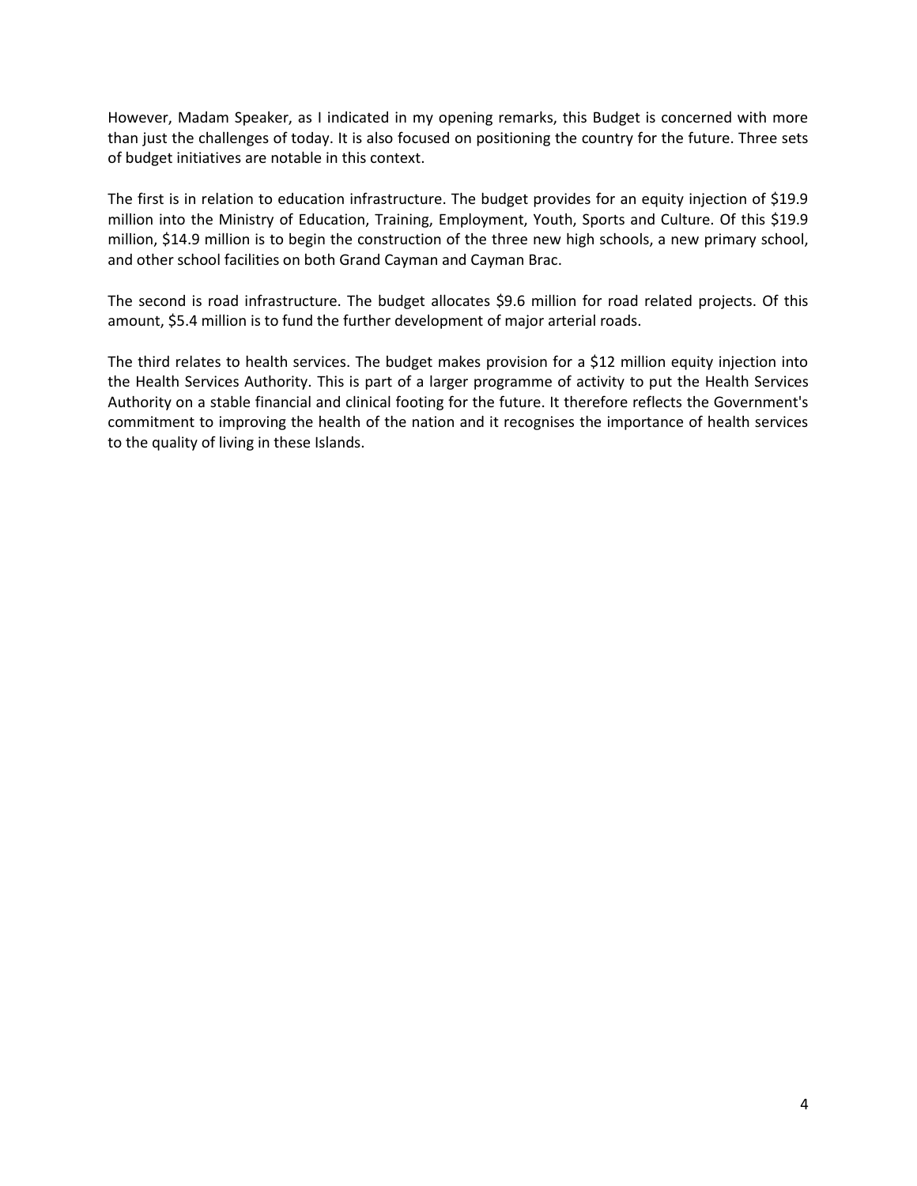However, Madam Speaker, as I indicated in my opening remarks, this Budget is concerned with more than just the challenges of today. It is also focused on positioning the country for the future. Three sets of budget initiatives are notable in this context.

The first is in relation to education infrastructure. The budget provides for an equity injection of $19.9 million into the Ministry of Education, Training, Employment, Youth, Sports and Culture. Of this $19.9 million, $14.9 million is to begin the construction of the three new high schools, a new primary school, and other school facilities on both Grand Cayman and Cayman Brac.

The second is road infrastructure. The budget allocates $9.6 million for road related projects. Of this amount, $5.4 million is to fund the further development of major arterial roads.

The third relates to health services. The budget makes provision for a $12 million equity injection into the Health Services Authority. This is part of a larger programme of activity to put the Health Services Authority on a stable financial and clinical footing for the future. It therefore reflects the Government's commitment to improving the health of the nation and it recognises the importance of health services to the quality of living in these Islands.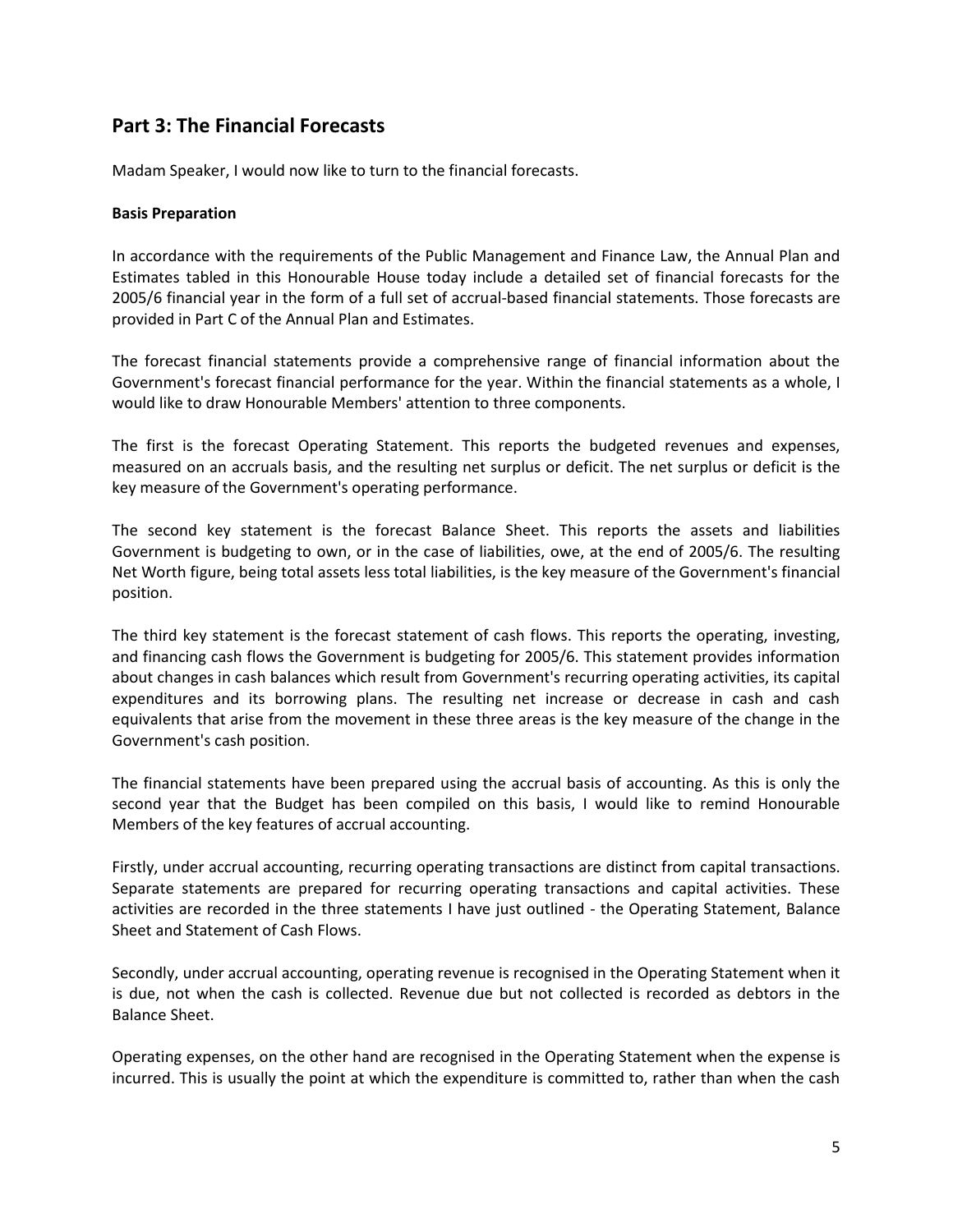## Part 3: The Financial Forecasts

Madam Speaker, I would now like to turn to the financial forecasts.

**Basis Preparation**

In accordance with the requirements of the Public Management and Finance Law, the Annual Plan and Estimates tabled in this Honourable House today include a detailed set of financial forecasts for the 2005/6 financial year in the form of a full set of accrual-based financial statements. Those forecasts are provided in Part C of the Annual Plan and Estimates.

The forecast financial statements provide a comprehensive range of financial information about the Government's forecast financial performance for the year. Within the financial statements as a whole, I would like to draw Honourable Members' attention to three components.

The first is the forecast Operating Statement. This reports the budgeted revenues and expenses, measured on an accruals basis, and the resulting net surplus or deficit. The net surplus or deficit is the key measure of the Government's operating performance.

The second key statement is the forecast Balance Sheet. This reports the assets and liabilities Government is budgeting to own, or in the case of liabilities, owe, at the end of 2005/6. The resulting Net Worth figure, being total assets less total liabilities, is the key measure of the Government's financial position.

The third key statement is the forecast statement of cash flows. This reports the operating, investing, and financing cash flows the Government is budgeting for 2005/6. This statement provides information about changes in cash balances which result from Government's recurring operating activities, its capital expenditures and its borrowing plans. The resulting net increase or decrease in cash and cash equivalents that arise from the movement in these three areas is the key measure of the change in the Government's cash position.

The financial statements have been prepared using the accrual basis of accounting. As this is only the second year that the Budget has been compiled on this basis, I would like to remind Honourable Members of the key features of accrual accounting.

Firstly, under accrual accounting, recurring operating transactions are distinct from capital transactions. Separate statements are prepared for recurring operating transactions and capital activities. These activities are recorded in the three statements I have just outlined - the Operating Statement, Balance Sheet and Statement of Cash Flows.

Secondly, under accrual accounting, operating revenue is recognised in the Operating Statement when it is due, not when the cash is collected. Revenue due but not collected is recorded as debtors in the Balance Sheet.

Operating expenses, on the other hand are recognised in the Operating Statement when the expense is incurred. This is usually the point at which the expenditure is committed to, rather than when the cash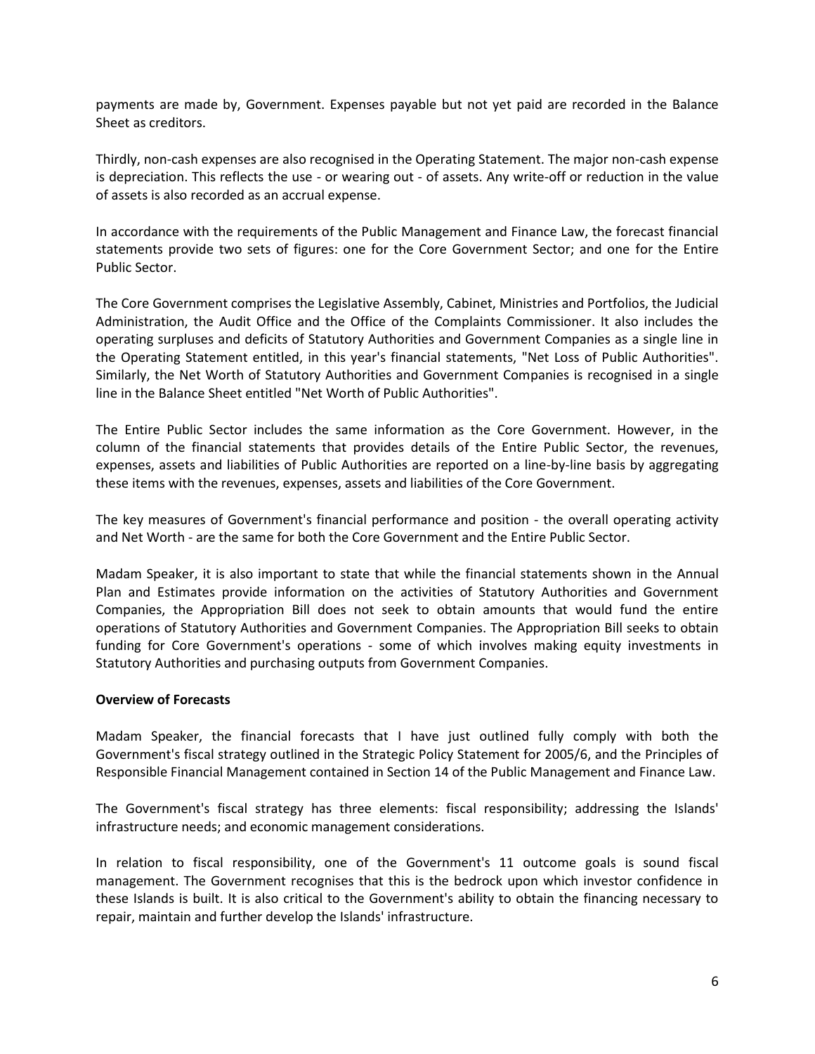payments are made by, Government. Expenses payable but not yet paid are recorded in the Balance Sheet as creditors.

Thirdly, non-cash expenses are also recognised in the Operating Statement. The major non-cash expense is depreciation. This reflects the use - or wearing out - of assets. Any write-off or reduction in the value of assets is also recorded as an accrual expense.

In accordance with the requirements of the Public Management and Finance Law, the forecast financial statements provide two sets of figures: one for the Core Government Sector; and one for the Entire Public Sector.

The Core Government comprises the Legislative Assembly, Cabinet, Ministries and Portfolios, the Judicial Administration, the Audit Office and the Office of the Complaints Commissioner. It also includes the operating surpluses and deficits of Statutory Authorities and Government Companies as a single line in the Operating Statement entitled, in this year's financial statements, "Net Loss of Public Authorities". Similarly, the Net Worth of Statutory Authorities and Government Companies is recognised in a single line in the Balance Sheet entitled "Net Worth of Public Authorities".

The Entire Public Sector includes the same information as the Core Government. However, in the column of the financial statements that provides details of the Entire Public Sector, the revenues, expenses, assets and liabilities of Public Authorities are reported on a line-by-line basis by aggregating these items with the revenues, expenses, assets and liabilities of the Core Government.

The key measures of Government's financial performance and position - the overall operating activity and Net Worth - are the same for both the Core Government and the Entire Public Sector.

Madam Speaker, it is also important to state that while the financial statements shown in the Annual Plan and Estimates provide information on the activities of Statutory Authorities and Government Companies, the Appropriation Bill does not seek to obtain amounts that would fund the entire operations of Statutory Authorities and Government Companies. The Appropriation Bill seeks to obtain funding for Core Government's operations - some of which involves making equity investments in Statutory Authorities and purchasing outputs from Government Companies.

**Overview of Forecasts**

Madam Speaker, the financial forecasts that I have just outlined fully comply with both the Government's fiscal strategy outlined in the Strategic Policy Statement for 2005/6, and the Principles of Responsible Financial Management contained in Section 14 of the Public Management and Finance Law.

The Government's fiscal strategy has three elements: fiscal responsibility; addressing the Islands' infrastructure needs; and economic management considerations.

In relation to fiscal responsibility, one of the Government's 11 outcome goals is sound fiscal management. The Government recognises that this is the bedrock upon which investor confidence in these Islands is built. It is also critical to the Government's ability to obtain the financing necessary to repair, maintain and further develop the Islands' infrastructure.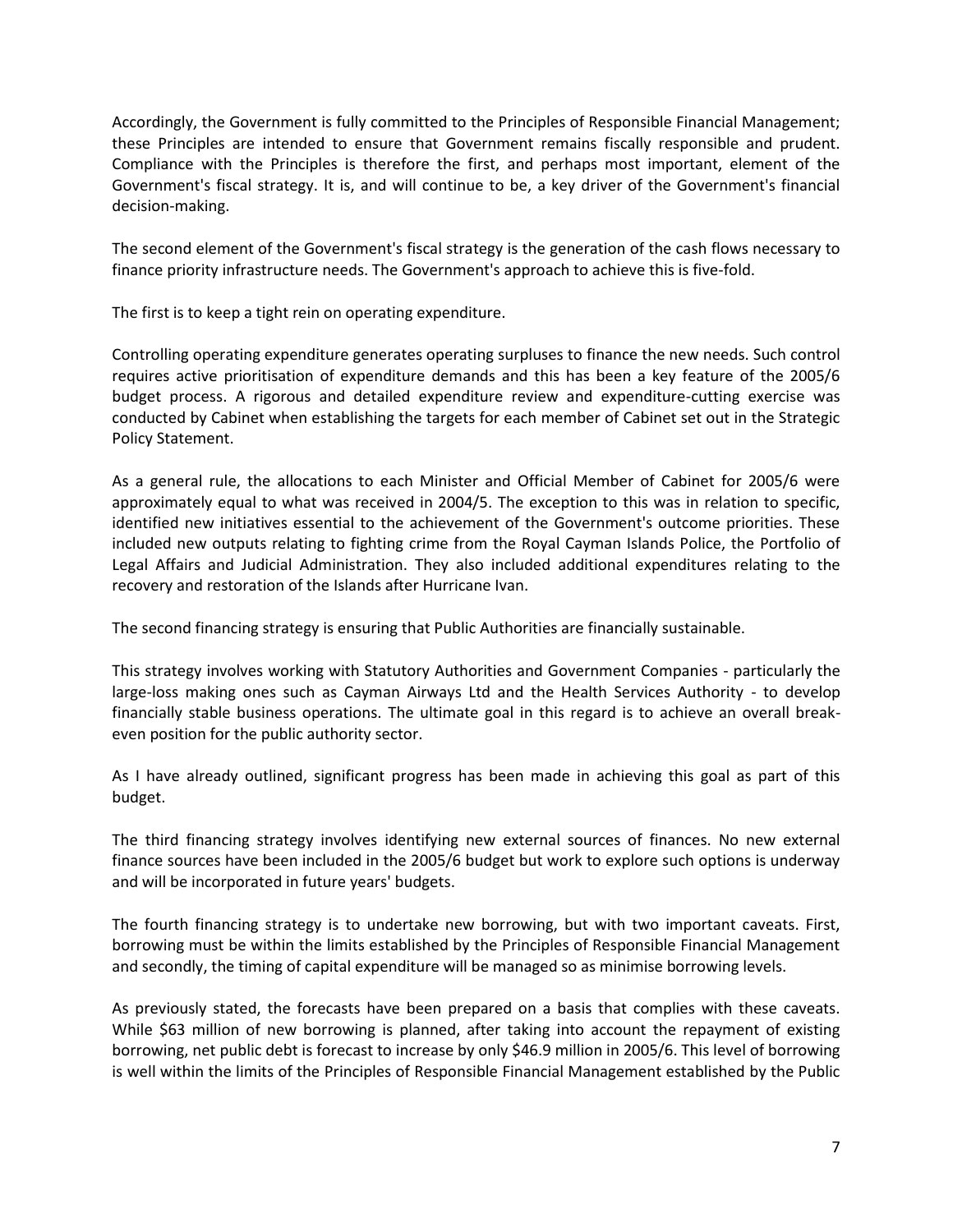Accordingly, the Government is fully committed to the Principles of Responsible Financial Management; these Principles are intended to ensure that Government remains fiscally responsible and prudent. Compliance with the Principles is therefore the first, and perhaps most important, element of the Government's fiscal strategy. It is, and will continue to be, a key driver of the Government's financial decision-making.

The second element of the Government's fiscal strategy is the generation of the cash flows necessary to finance priority infrastructure needs. The Government's approach to achieve this is five-fold.

The first is to keep a tight rein on operating expenditure.

Controlling operating expenditure generates operating surpluses to finance the new needs. Such control requires active prioritisation of expenditure demands and this has been a key feature of the 2005/6 budget process. A rigorous and detailed expenditure review and expenditure-cutting exercise was conducted by Cabinet when establishing the targets for each member of Cabinet set out in the Strategic Policy Statement.

As a general rule, the allocations to each Minister and Official Member of Cabinet for 2005/6 were approximately equal to what was received in 2004/5. The exception to this was in relation to specific, identified new initiatives essential to the achievement of the Government's outcome priorities. These included new outputs relating to fighting crime from the Royal Cayman Islands Police, the Portfolio of Legal Affairs and Judicial Administration. They also included additional expenditures relating to the recovery and restoration of the Islands after Hurricane Ivan.

The second financing strategy is ensuring that Public Authorities are financially sustainable.

This strategy involves working with Statutory Authorities and Government Companies - particularly the large-loss making ones such as Cayman Airways Ltd and the Health Services Authority - to develop financially stable business operations. The ultimate goal in this regard is to achieve an overall break-even position for the public authority sector.

As I have already outlined, significant progress has been made in achieving this goal as part of this budget.

The third financing strategy involves identifying new external sources of finances. No new external finance sources have been included in the 2005/6 budget but work to explore such options is underway and will be incorporated in future years' budgets.

The fourth financing strategy is to undertake new borrowing, but with two important caveats. First, borrowing must be within the limits established by the Principles of Responsible Financial Management and secondly, the timing of capital expenditure will be managed so as minimise borrowing levels.

As previously stated, the forecasts have been prepared on a basis that complies with these caveats. While $63 million of new borrowing is planned, after taking into account the repayment of existing borrowing, net public debt is forecast to increase by only $46.9 million in 2005/6. This level of borrowing is well within the limits of the Principles of Responsible Financial Management established by the Public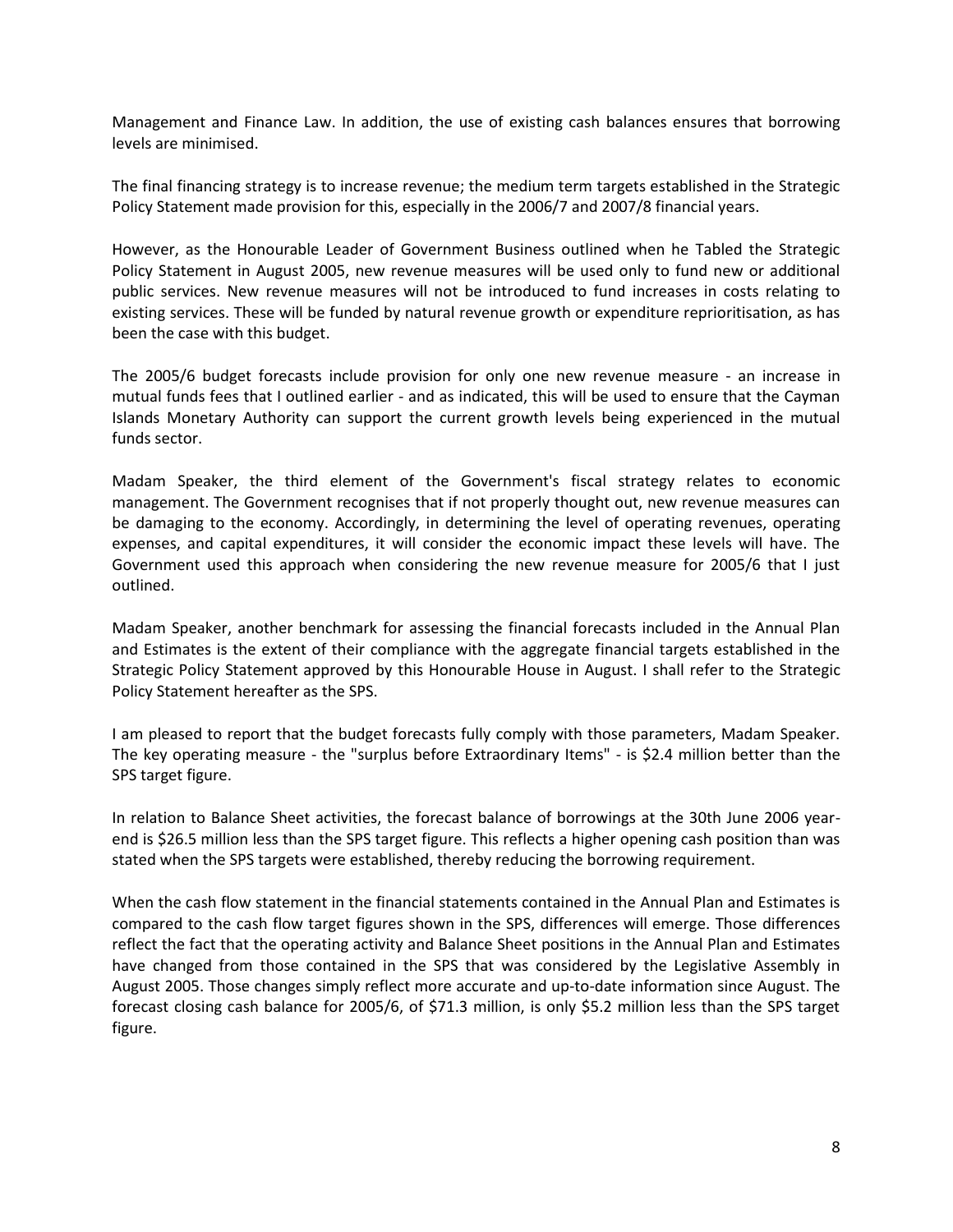Management and Finance Law. In addition, the use of existing cash balances ensures that borrowing levels are minimised.

The final financing strategy is to increase revenue; the medium term targets established in the Strategic Policy Statement made provision for this, especially in the 2006/7 and 2007/8 financial years.

However, as the Honourable Leader of Government Business outlined when he Tabled the Strategic Policy Statement in August 2005, new revenue measures will be used only to fund new or additional public services. New revenue measures will not be introduced to fund increases in costs relating to existing services. These will be funded by natural revenue growth or expenditure reprioritisation, as has been the case with this budget.

The 2005/6 budget forecasts include provision for only one new revenue measure - an increase in mutual funds fees that I outlined earlier - and as indicated, this will be used to ensure that the Cayman Islands Monetary Authority can support the current growth levels being experienced in the mutual funds sector.

Madam Speaker, the third element of the Government's fiscal strategy relates to economic management. The Government recognises that if not properly thought out, new revenue measures can be damaging to the economy. Accordingly, in determining the level of operating revenues, operating expenses, and capital expenditures, it will consider the economic impact these levels will have. The Government used this approach when considering the new revenue measure for 2005/6 that I just outlined.

Madam Speaker, another benchmark for assessing the financial forecasts included in the Annual Plan and Estimates is the extent of their compliance with the aggregate financial targets established in the Strategic Policy Statement approved by this Honourable House in August. I shall refer to the Strategic Policy Statement hereafter as the SPS.

I am pleased to report that the budget forecasts fully comply with those parameters, Madam Speaker. The key operating measure - the "surplus before Extraordinary Items" - is $2.4 million better than the SPS target figure.

In relation to Balance Sheet activities, the forecast balance of borrowings at the 30th June 2006 year-end is $26.5 million less than the SPS target figure. This reflects a higher opening cash position than was stated when the SPS targets were established, thereby reducing the borrowing requirement.

When the cash flow statement in the financial statements contained in the Annual Plan and Estimates is compared to the cash flow target figures shown in the SPS, differences will emerge. Those differences reflect the fact that the operating activity and Balance Sheet positions in the Annual Plan and Estimates have changed from those contained in the SPS that was considered by the Legislative Assembly in August 2005. Those changes simply reflect more accurate and up-to-date information since August. The forecast closing cash balance for 2005/6, of $71.3 million, is only $5.2 million less than the SPS target figure.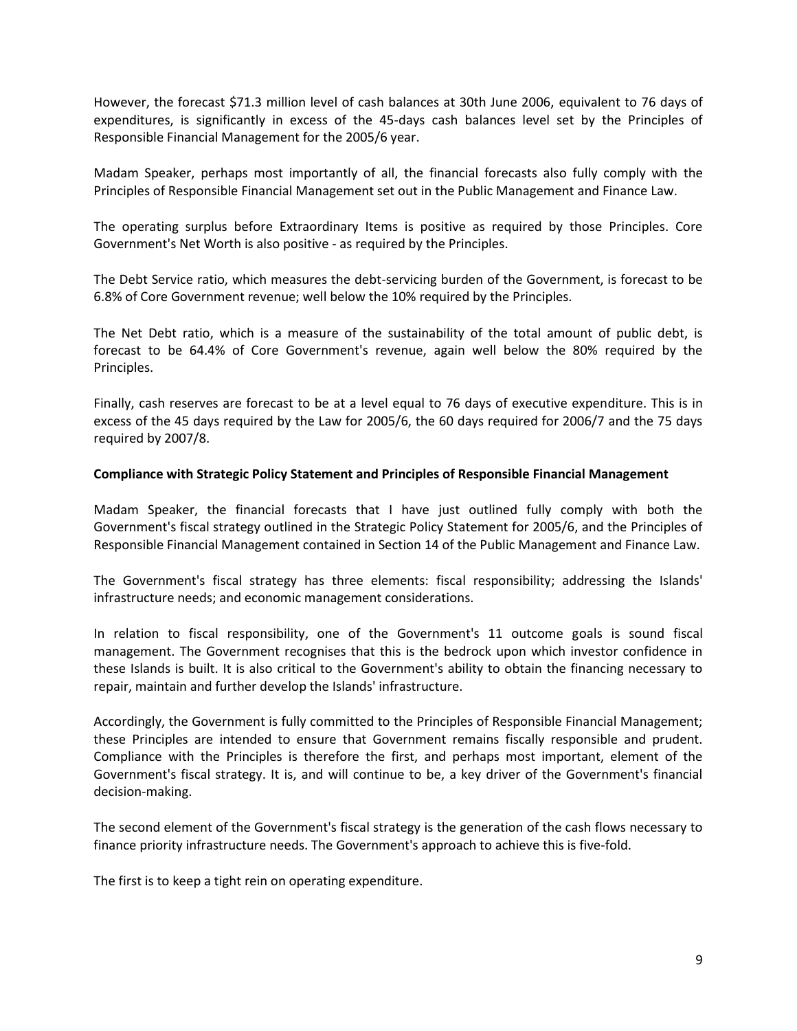However, the forecast $71.3 million level of cash balances at 30th June 2006, equivalent to 76 days of expenditures, is significantly in excess of the 45-days cash balances level set by the Principles of Responsible Financial Management for the 2005/6 year.

Madam Speaker, perhaps most importantly of all, the financial forecasts also fully comply with the Principles of Responsible Financial Management set out in the Public Management and Finance Law.

The operating surplus before Extraordinary Items is positive as required by those Principles. Core Government's Net Worth is also positive - as required by the Principles.

The Debt Service ratio, which measures the debt-servicing burden of the Government, is forecast to be 6.8% of Core Government revenue; well below the 10% required by the Principles.

The Net Debt ratio, which is a measure of the sustainability of the total amount of public debt, is forecast to be 64.4% of Core Government's revenue, again well below the 80% required by the Principles.

Finally, cash reserves are forecast to be at a level equal to 76 days of executive expenditure. This is in excess of the 45 days required by the Law for 2005/6, the 60 days required for 2006/7 and the 75 days required by 2007/8.

**Compliance with Strategic Policy Statement and Principles of Responsible Financial Management**

Madam Speaker, the financial forecasts that I have just outlined fully comply with both the Government's fiscal strategy outlined in the Strategic Policy Statement for 2005/6, and the Principles of Responsible Financial Management contained in Section 14 of the Public Management and Finance Law.

The Government's fiscal strategy has three elements: fiscal responsibility; addressing the Islands' infrastructure needs; and economic management considerations.

In relation to fiscal responsibility, one of the Government's 11 outcome goals is sound fiscal management. The Government recognises that this is the bedrock upon which investor confidence in these Islands is built. It is also critical to the Government's ability to obtain the financing necessary to repair, maintain and further develop the Islands' infrastructure.

Accordingly, the Government is fully committed to the Principles of Responsible Financial Management; these Principles are intended to ensure that Government remains fiscally responsible and prudent. Compliance with the Principles is therefore the first, and perhaps most important, element of the Government's fiscal strategy. It is, and will continue to be, a key driver of the Government's financial decision-making.

The second element of the Government's fiscal strategy is the generation of the cash flows necessary to finance priority infrastructure needs. The Government's approach to achieve this is five-fold.

The first is to keep a tight rein on operating expenditure.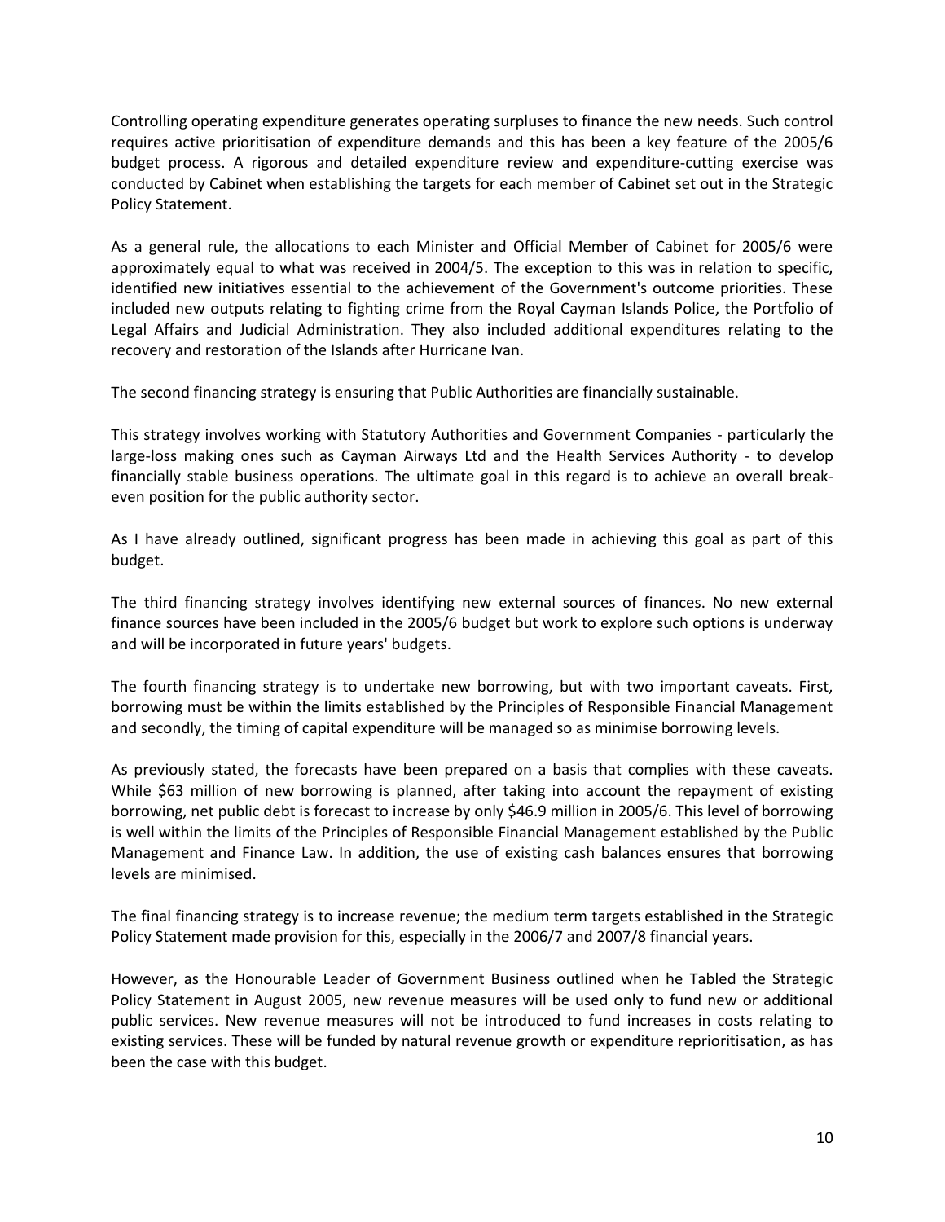Controlling operating expenditure generates operating surpluses to finance the new needs. Such control requires active prioritisation of expenditure demands and this has been a key feature of the 2005/6 budget process. A rigorous and detailed expenditure review and expenditure-cutting exercise was conducted by Cabinet when establishing the targets for each member of Cabinet set out in the Strategic Policy Statement.

As a general rule, the allocations to each Minister and Official Member of Cabinet for 2005/6 were approximately equal to what was received in 2004/5. The exception to this was in relation to specific, identified new initiatives essential to the achievement of the Government's outcome priorities. These included new outputs relating to fighting crime from the Royal Cayman Islands Police, the Portfolio of Legal Affairs and Judicial Administration. They also included additional expenditures relating to the recovery and restoration of the Islands after Hurricane Ivan.

The second financing strategy is ensuring that Public Authorities are financially sustainable.

This strategy involves working with Statutory Authorities and Government Companies - particularly the large-loss making ones such as Cayman Airways Ltd and the Health Services Authority - to develop financially stable business operations. The ultimate goal in this regard is to achieve an overall break-even position for the public authority sector.

As I have already outlined, significant progress has been made in achieving this goal as part of this budget.

The third financing strategy involves identifying new external sources of finances. No new external finance sources have been included in the 2005/6 budget but work to explore such options is underway and will be incorporated in future years' budgets.

The fourth financing strategy is to undertake new borrowing, but with two important caveats. First, borrowing must be within the limits established by the Principles of Responsible Financial Management and secondly, the timing of capital expenditure will be managed so as minimise borrowing levels.

As previously stated, the forecasts have been prepared on a basis that complies with these caveats. While $63 million of new borrowing is planned, after taking into account the repayment of existing borrowing, net public debt is forecast to increase by only $46.9 million in 2005/6. This level of borrowing is well within the limits of the Principles of Responsible Financial Management established by the Public Management and Finance Law. In addition, the use of existing cash balances ensures that borrowing levels are minimised.

The final financing strategy is to increase revenue; the medium term targets established in the Strategic Policy Statement made provision for this, especially in the 2006/7 and 2007/8 financial years.

However, as the Honourable Leader of Government Business outlined when he Tabled the Strategic Policy Statement in August 2005, new revenue measures will be used only to fund new or additional public services. New revenue measures will not be introduced to fund increases in costs relating to existing services. These will be funded by natural revenue growth or expenditure reprioritisation, as has been the case with this budget.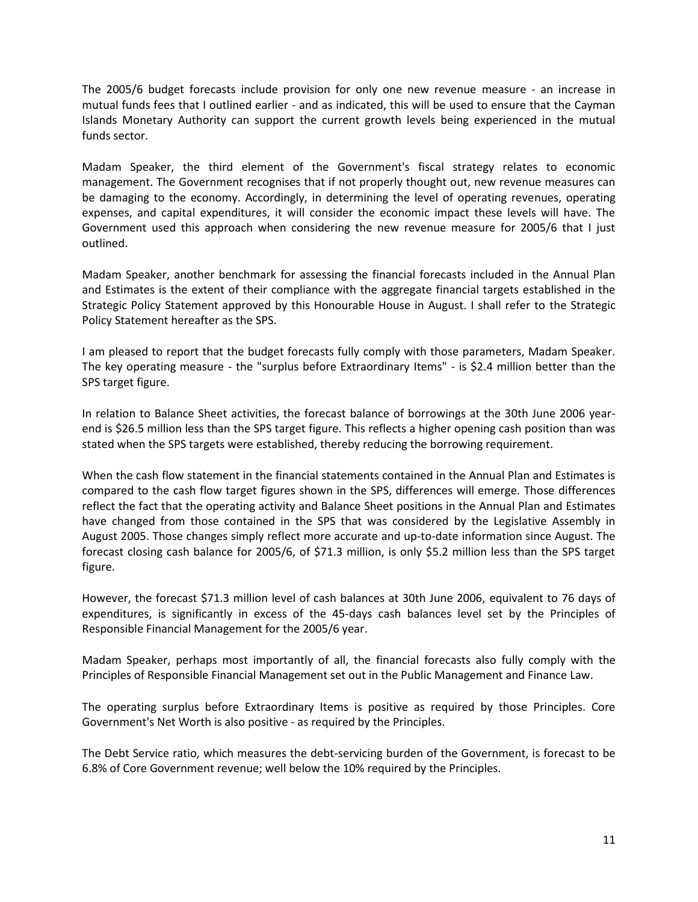The 2005/6 budget forecasts include provision for only one new revenue measure - an increase in mutual funds fees that I outlined earlier - and as indicated, this will be used to ensure that the Cayman Islands Monetary Authority can support the current growth levels being experienced in the mutual funds sector.

Madam Speaker, the third element of the Government's fiscal strategy relates to economic management. The Government recognises that if not properly thought out, new revenue measures can be damaging to the economy. Accordingly, in determining the level of operating revenues, operating expenses, and capital expenditures, it will consider the economic impact these levels will have. The Government used this approach when considering the new revenue measure for 2005/6 that I just outlined.

Madam Speaker, another benchmark for assessing the financial forecasts included in the Annual Plan and Estimates is the extent of their compliance with the aggregate financial targets established in the Strategic Policy Statement approved by this Honourable House in August. I shall refer to the Strategic Policy Statement hereafter as the SPS.

I am pleased to report that the budget forecasts fully comply with those parameters, Madam Speaker. The key operating measure - the "surplus before Extraordinary Items" - is $2.4 million better than the SPS target figure.

In relation to Balance Sheet activities, the forecast balance of borrowings at the 30th June 2006 year-end is $26.5 million less than the SPS target figure. This reflects a higher opening cash position than was stated when the SPS targets were established, thereby reducing the borrowing requirement.

When the cash flow statement in the financial statements contained in the Annual Plan and Estimates is compared to the cash flow target figures shown in the SPS, differences will emerge. Those differences reflect the fact that the operating activity and Balance Sheet positions in the Annual Plan and Estimates have changed from those contained in the SPS that was considered by the Legislative Assembly in August 2005. Those changes simply reflect more accurate and up-to-date information since August. The forecast closing cash balance for 2005/6, of $71.3 million, is only $5.2 million less than the SPS target figure.

However, the forecast $71.3 million level of cash balances at 30th June 2006, equivalent to 76 days of expenditures, is significantly in excess of the 45-days cash balances level set by the Principles of Responsible Financial Management for the 2005/6 year.

Madam Speaker, perhaps most importantly of all, the financial forecasts also fully comply with the Principles of Responsible Financial Management set out in the Public Management and Finance Law.

The operating surplus before Extraordinary Items is positive as required by those Principles. Core Government's Net Worth is also positive - as required by the Principles.

The Debt Service ratio, which measures the debt-servicing burden of the Government, is forecast to be 6.8% of Core Government revenue; well below the 10% required by the Principles.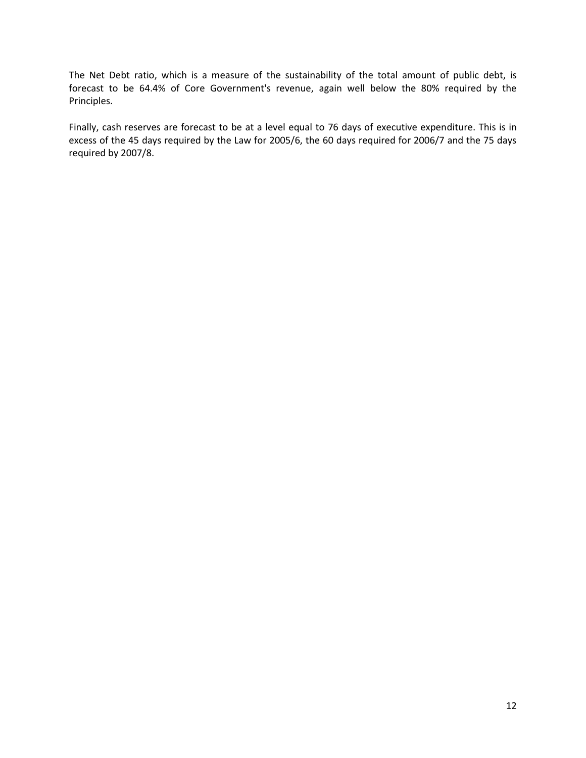The Net Debt ratio, which is a measure of the sustainability of the total amount of public debt, is forecast to be 64.4% of Core Government's revenue, again well below the 80% required by the Principles.

Finally, cash reserves are forecast to be at a level equal to 76 days of executive expenditure. This is in excess of the 45 days required by the Law for 2005/6, the 60 days required for 2006/7 and the 75 days required by 2007/8.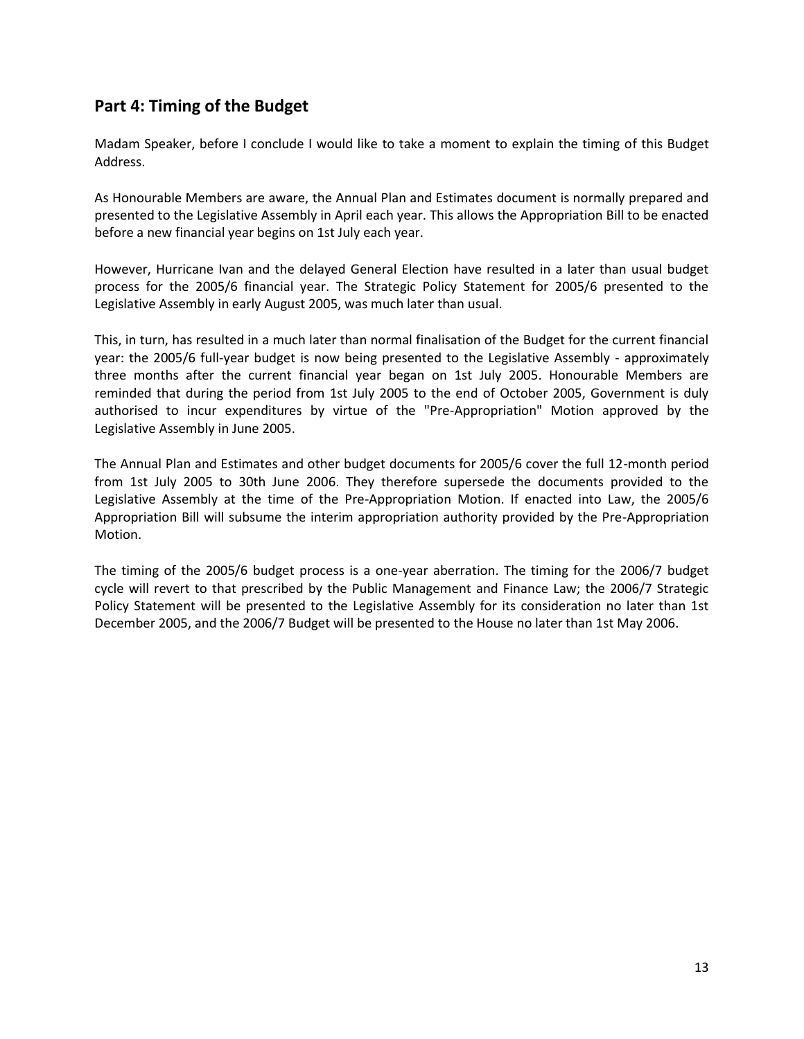## Part 4: Timing of the Budget

Madam Speaker, before I conclude I would like to take a moment to explain the timing of this Budget Address.

As Honourable Members are aware, the Annual Plan and Estimates document is normally prepared and presented to the Legislative Assembly in April each year. This allows the Appropriation Bill to be enacted before a new financial year begins on 1st July each year.

However, Hurricane Ivan and the delayed General Election have resulted in a later than usual budget process for the 2005/6 financial year. The Strategic Policy Statement for 2005/6 presented to the Legislative Assembly in early August 2005, was much later than usual.

This, in turn, has resulted in a much later than normal finalisation of the Budget for the current financial year: the 2005/6 full-year budget is now being presented to the Legislative Assembly - approximately three months after the current financial year began on 1st July 2005. Honourable Members are reminded that during the period from 1st July 2005 to the end of October 2005, Government is duly authorised to incur expenditures by virtue of the "Pre-Appropriation" Motion approved by the Legislative Assembly in June 2005.

The Annual Plan and Estimates and other budget documents for 2005/6 cover the full 12-month period from 1st July 2005 to 30th June 2006. They therefore supersede the documents provided to the Legislative Assembly at the time of the Pre-Appropriation Motion. If enacted into Law, the 2005/6 Appropriation Bill will subsume the interim appropriation authority provided by the Pre-Appropriation Motion.

The timing of the 2005/6 budget process is a one-year aberration. The timing for the 2006/7 budget cycle will revert to that prescribed by the Public Management and Finance Law; the 2006/7 Strategic Policy Statement will be presented to the Legislative Assembly for its consideration no later than 1st December 2005, and the 2006/7 Budget will be presented to the House no later than 1st May 2006.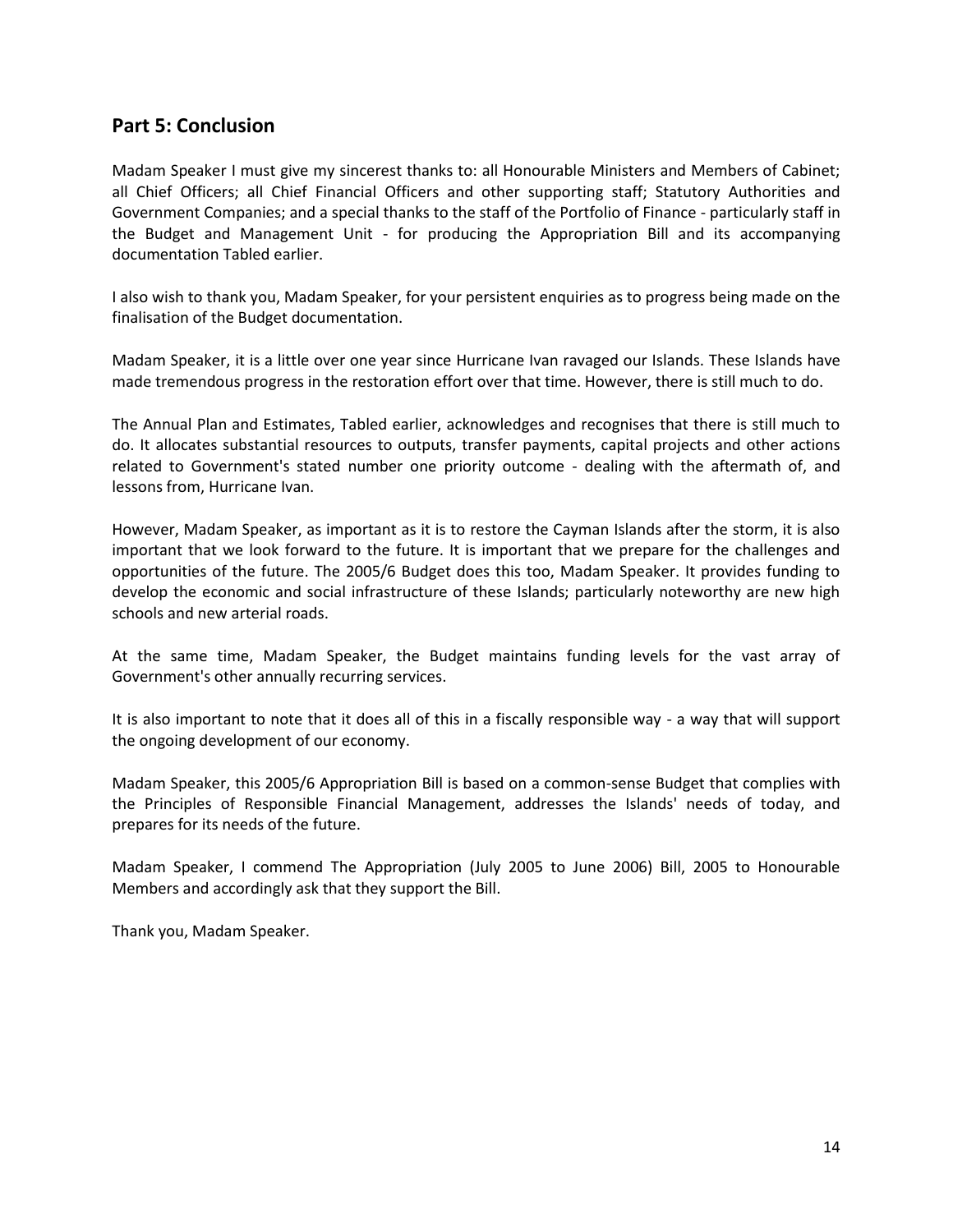## Part 5: Conclusion

Madam Speaker I must give my sincerest thanks to: all Honourable Ministers and Members of Cabinet; all Chief Officers; all Chief Financial Officers and other supporting staff; Statutory Authorities and Government Companies; and a special thanks to the staff of the Portfolio of Finance - particularly staff in the Budget and Management Unit - for producing the Appropriation Bill and its accompanying documentation Tabled earlier.

I also wish to thank you, Madam Speaker, for your persistent enquiries as to progress being made on the finalisation of the Budget documentation.

Madam Speaker, it is a little over one year since Hurricane Ivan ravaged our Islands. These Islands have made tremendous progress in the restoration effort over that time. However, there is still much to do.

The Annual Plan and Estimates, Tabled earlier, acknowledges and recognises that there is still much to do. It allocates substantial resources to outputs, transfer payments, capital projects and other actions related to Government's stated number one priority outcome - dealing with the aftermath of, and lessons from, Hurricane Ivan.

However, Madam Speaker, as important as it is to restore the Cayman Islands after the storm, it is also important that we look forward to the future. It is important that we prepare for the challenges and opportunities of the future. The 2005/6 Budget does this too, Madam Speaker. It provides funding to develop the economic and social infrastructure of these Islands; particularly noteworthy are new high schools and new arterial roads.

At the same time, Madam Speaker, the Budget maintains funding levels for the vast array of Government's other annually recurring services.

It is also important to note that it does all of this in a fiscally responsible way - a way that will support the ongoing development of our economy.

Madam Speaker, this 2005/6 Appropriation Bill is based on a common-sense Budget that complies with the Principles of Responsible Financial Management, addresses the Islands' needs of today, and prepares for its needs of the future.

Madam Speaker, I commend The Appropriation (July 2005 to June 2006) Bill, 2005 to Honourable Members and accordingly ask that they support the Bill.

Thank you, Madam Speaker.